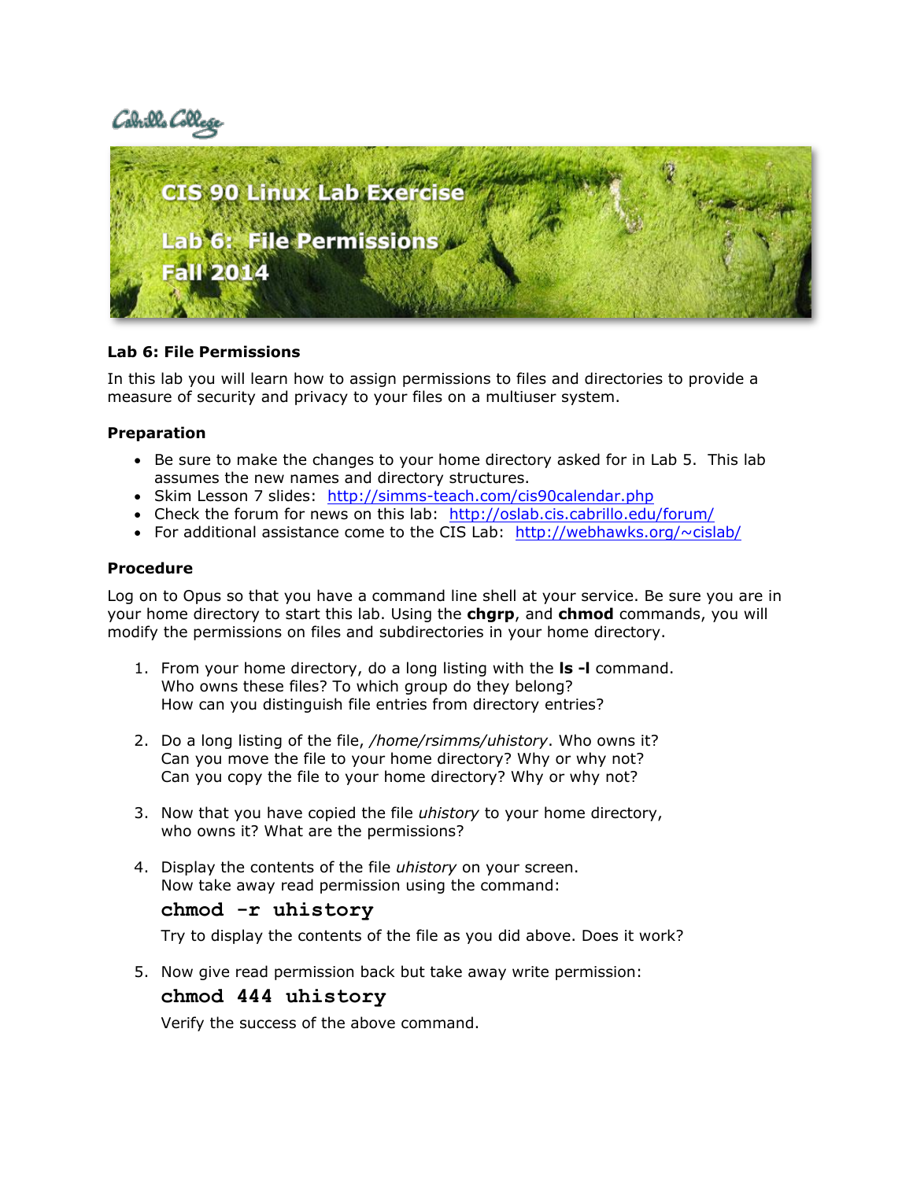Cabrillo College

# CIS 90 Linux Lab Exercise

## Lab 6: File Permissions

## Fall 2014

**Lab 6: File Permissions**

In this lab you will learn how to assign permissions to files and directories to provide a measure of security and privacy to your files on a multiuser system.

### Preparation

- Be sure to make the changes to your home directory asked for in Lab 5. This lab assumes the new names and directory structures.
- Skim Lesson 7 slides: http://simms-teach.com/cis90calendar.php
- Check the forum for news on this lab: http://oslab.cis.cabrillo.edu/forum/
- For additional assistance come to the CIS Lab: http://webhawks.org/~cislab/

### Procedure

Log on to Opus so that you have a command line shell at your service. Be sure you are in your home directory to start this lab. Using the **chgrp**, and **chmod** commands, you will modify the permissions on files and subdirectories in your home directory.

1. From your home directory, do a long listing with the **ls -l** command.
   Who owns these files? To which group do they belong?
   How can you distinguish file entries from directory entries?

2. Do a long listing of the file, */home/rsimms/uhistory*. Who owns it?
   Can you move the file to your home directory? Why or why not?
   Can you copy the file to your home directory? Why or why not?

3. Now that you have copied the file *uhistory* to your home directory, who owns it? What are the permissions?

4. Display the contents of the file *uhistory* on your screen.
   Now take away read permission using the command:

   ```
   chmod -r uhistory
   ```

   Try to display the contents of the file as you did above. Does it work?

5. Now give read permission back but take away write permission:

   ```
   chmod 444 uhistory
   ```

   Verify the success of the above command.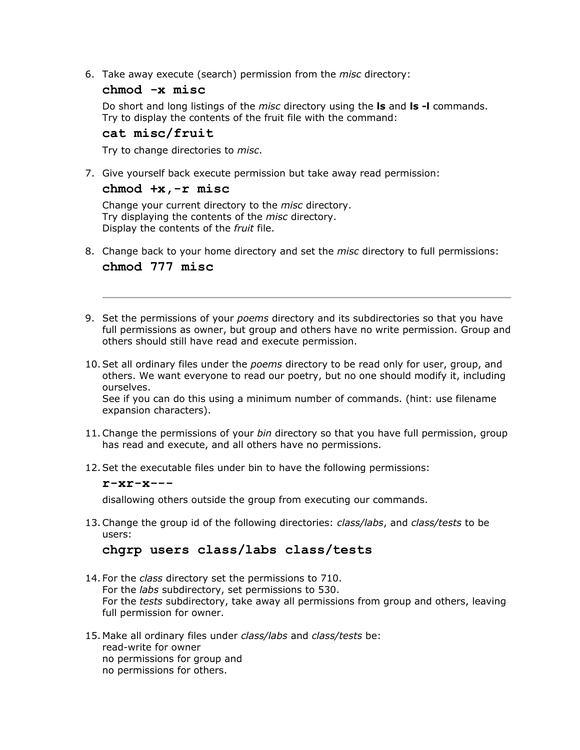6. Take away execute (search) permission from the *misc* directory:

   **`chmod -x misc`**

   Do short and long listings of the *misc* directory using the **ls** and **ls -l** commands.
   Try to display the contents of the fruit file with the command:

   **`cat misc/fruit`**

   Try to change directories to *misc*.

7. Give yourself back execute permission but take away read permission:

   **`chmod +x,-r misc`**

   Change your current directory to the *misc* directory.
   Try displaying the contents of the *misc* directory.
   Display the contents of the *fruit* file.

8. Change back to your home directory and set the *misc* directory to full permissions:

   **`chmod 777 misc`**

---

9. Set the permissions of your *poems* directory and its subdirectories so that you have full permissions as owner, but group and others have no write permission. Group and others should still have read and execute permission.

10. Set all ordinary files under the *poems* directory to be read only for user, group, and others. We want everyone to read our poetry, but no one should modify it, including ourselves.
    See if you can do this using a minimum number of commands. (hint: use filename expansion characters).

11. Change the permissions of your *bin* directory so that you have full permission, group has read and execute, and all others have no permissions.

12. Set the executable files under bin to have the following permissions:

    **`r-xr-x---`**

    disallowing others outside the group from executing our commands.

13. Change the group id of the following directories: *class/labs*, and *class/tests* to be users:

    **`chgrp users class/labs class/tests`**

14. For the *class* directory set the permissions to 710.
    For the *labs* subdirectory, set permissions to 530.
    For the *tests* subdirectory, take away all permissions from group and others, leaving full permission for owner.

15. Make all ordinary files under *class/labs* and *class/tests* be:
    read-write for owner
    no permissions for group and
    no permissions for others.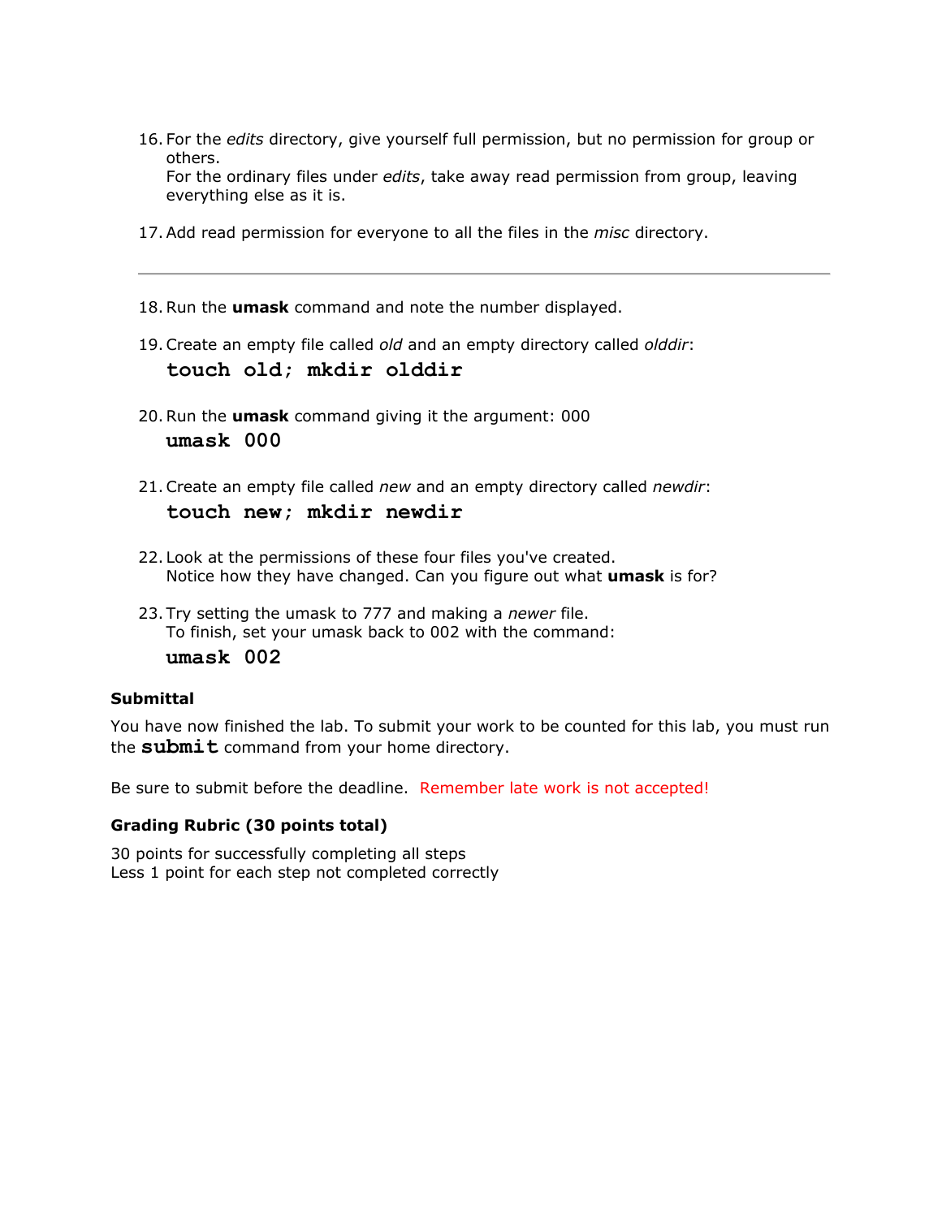16. For the *edits* directory, give yourself full permission, but no permission for group or others.
    For the ordinary files under *edits*, take away read permission from group, leaving everything else as it is.

17. Add read permission for everyone to all the files in the *misc* directory.

---

18. Run the **umask** command and note the number displayed.

19. Create an empty file called *old* and an empty directory called *olddir*:
    ```
    touch old; mkdir olddir
    ```

20. Run the **umask** command giving it the argument: 000
    ```
    umask 000
    ```

21. Create an empty file called *new* and an empty directory called *newdir*:
    ```
    touch new; mkdir newdir
    ```

22. Look at the permissions of these four files you've created.
    Notice how they have changed. Can you figure out what **umask** is for?

23. Try setting the umask to 777 and making a *newer* file.
    To finish, set your umask back to 002 with the command:
    ```
    umask 002
    ```

**Submittal**

You have now finished the lab. To submit your work to be counted for this lab, you must run the **`submit`** command from your home directory.

Be sure to submit before the deadline. Remember late work is not accepted!

**Grading Rubric (30 points total)**

30 points for successfully completing all steps
Less 1 point for each step not completed correctly